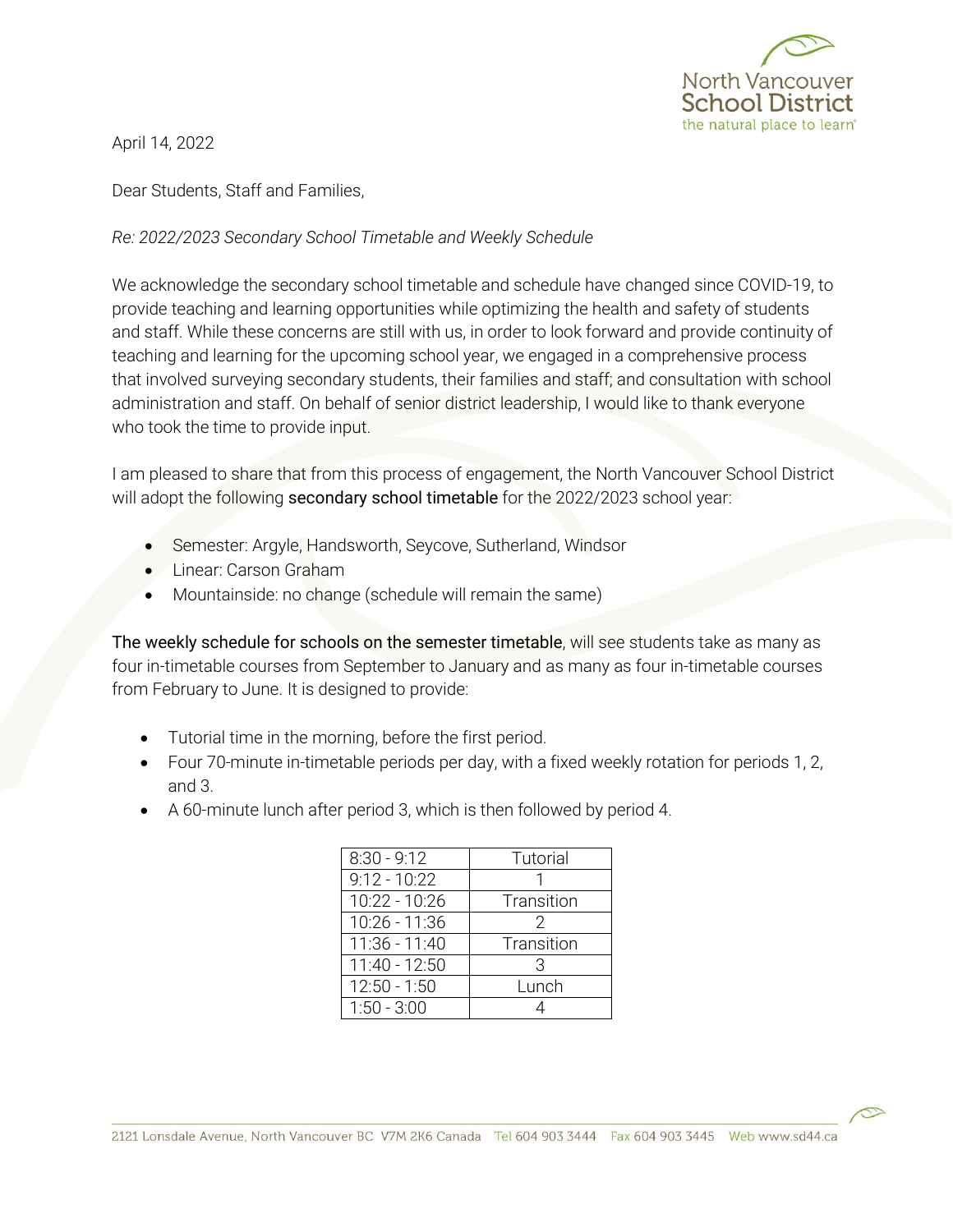North Vancouver School District
the natural place to learn

April 14, 2022

Dear Students, Staff and Families,

*Re: 2022/2023 Secondary School Timetable and Weekly Schedule*

We acknowledge the secondary school timetable and schedule have changed since COVID-19, to provide teaching and learning opportunities while optimizing the health and safety of students and staff. While these concerns are still with us, in order to look forward and provide continuity of teaching and learning for the upcoming school year, we engaged in a comprehensive process that involved surveying secondary students, their families and staff; and consultation with school administration and staff. On behalf of senior district leadership, I would like to thank everyone who took the time to provide input.

I am pleased to share that from this process of engagement, the North Vancouver School District will adopt the following secondary school timetable for the 2022/2023 school year:

- Semester: Argyle, Handsworth, Seycove, Sutherland, Windsor
- Linear: Carson Graham
- Mountainside: no change (schedule will remain the same)

The weekly schedule for schools on the semester timetable, will see students take as many as four in-timetable courses from September to January and as many as four in-timetable courses from February to June. It is designed to provide:

- Tutorial time in the morning, before the first period.
- Four 70-minute in-timetable periods per day, with a fixed weekly rotation for periods 1, 2, and 3.
- A 60-minute lunch after period 3, which is then followed by period 4.

| 8:30 - 9:12 | Tutorial |
|---|---|
| 9:12 - 10:22 | 1 |
| 10:22 - 10:26 | Transition |
| 10:26 - 11:36 | 2 |
| 11:36 - 11:40 | Transition |
| 11:40 - 12:50 | 3 |
| 12:50 - 1:50 | Lunch |
| 1:50 - 3:00 | 4 |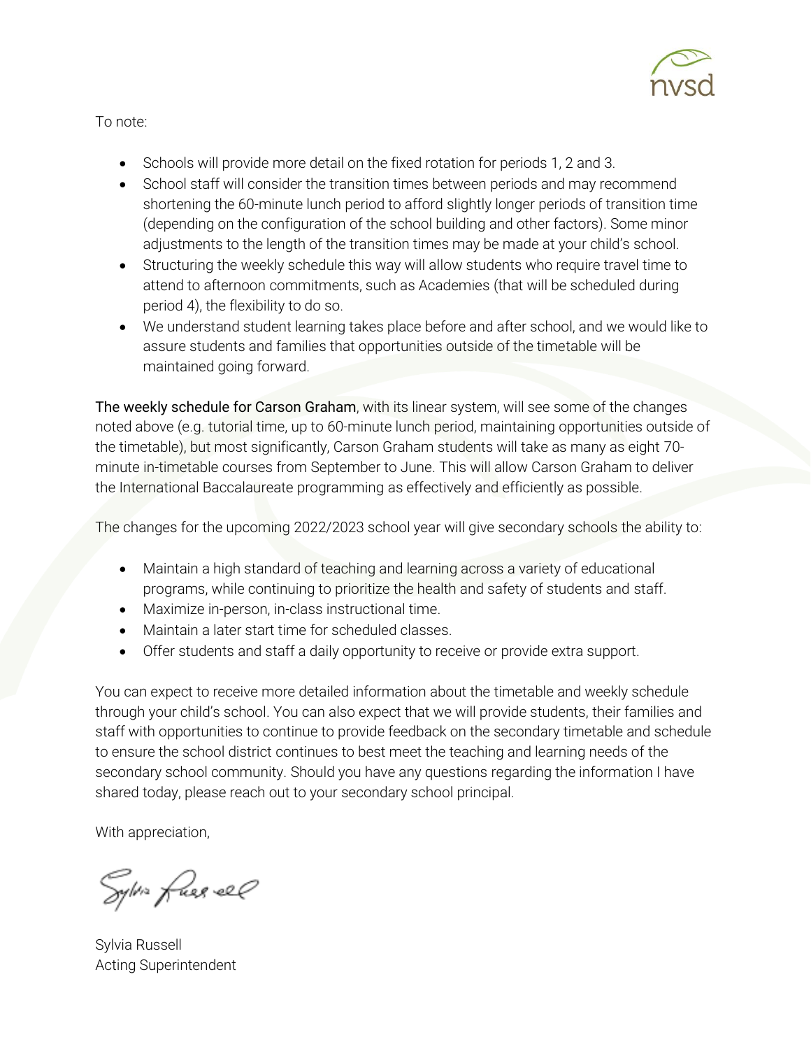To note:

- Schools will provide more detail on the fixed rotation for periods 1, 2 and 3.
- School staff will consider the transition times between periods and may recommend shortening the 60-minute lunch period to afford slightly longer periods of transition time (depending on the configuration of the school building and other factors). Some minor adjustments to the length of the transition times may be made at your child's school.
- Structuring the weekly schedule this way will allow students who require travel time to attend to afternoon commitments, such as Academies (that will be scheduled during period 4), the flexibility to do so.
- We understand student learning takes place before and after school, and we would like to assure students and families that opportunities outside of the timetable will be maintained going forward.

The weekly schedule for Carson Graham, with its linear system, will see some of the changes noted above (e.g. tutorial time, up to 60-minute lunch period, maintaining opportunities outside of the timetable), but most significantly, Carson Graham students will take as many as eight 70-minute in-timetable courses from September to June. This will allow Carson Graham to deliver the International Baccalaureate programming as effectively and efficiently as possible.

The changes for the upcoming 2022/2023 school year will give secondary schools the ability to:

- Maintain a high standard of teaching and learning across a variety of educational programs, while continuing to prioritize the health and safety of students and staff.
- Maximize in-person, in-class instructional time.
- Maintain a later start time for scheduled classes.
- Offer students and staff a daily opportunity to receive or provide extra support.

You can expect to receive more detailed information about the timetable and weekly schedule through your child's school. You can also expect that we will provide students, their families and staff with opportunities to continue to provide feedback on the secondary timetable and schedule to ensure the school district continues to best meet the teaching and learning needs of the secondary school community. Should you have any questions regarding the information I have shared today, please reach out to your secondary school principal.

With appreciation,

Sylvia Russell

Sylvia Russell
Acting Superintendent